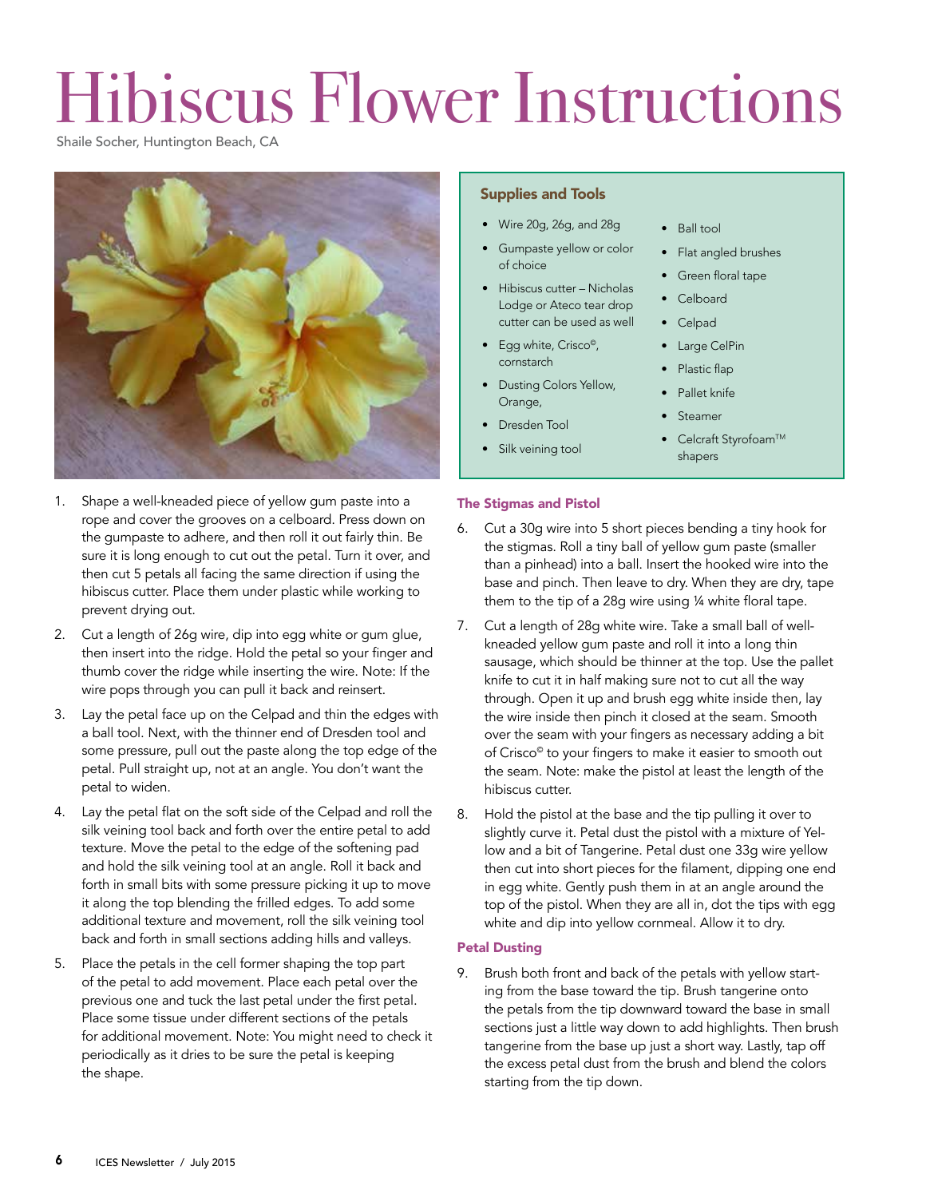# Hibiscus Flower Instructions

Shaile Socher, Huntington Beach, CA

### Supplies and Tools

- Wire 20g, 26g, and 28g
- Gumpaste yellow or color of choice
- Hibiscus cutter – Nicholas Lodge or Ateco tear drop cutter can be used as well
- Egg white, Crisco©, cornstarch
- Dusting Colors Yellow, Orange,
- Dresden Tool
- Silk veining tool
- Ball tool
- Flat angled brushes
- Green floral tape
- Celboard
- Celpad
- Large CelPin
- Plastic flap
- Pallet knife
- Steamer
- Celcraft Styrofoam™ shapers

1. Shape a well-kneaded piece of yellow gum paste into a rope and cover the grooves on a celboard. Press down on the gumpaste to adhere, and then roll it out fairly thin. Be sure it is long enough to cut out the petal. Turn it over, and then cut 5 petals all facing the same direction if using the hibiscus cutter. Place them under plastic while working to prevent drying out.
2. Cut a length of 26g wire, dip into egg white or gum glue, then insert into the ridge. Hold the petal so your finger and thumb cover the ridge while inserting the wire. Note: If the wire pops through you can pull it back and reinsert.
3. Lay the petal face up on the Celpad and thin the edges with a ball tool. Next, with the thinner end of Dresden tool and some pressure, pull out the paste along the top edge of the petal. Pull straight up, not at an angle. You don't want the petal to widen.
4. Lay the petal flat on the soft side of the Celpad and roll the silk veining tool back and forth over the entire petal to add texture. Move the petal to the edge of the softening pad and hold the silk veining tool at an angle. Roll it back and forth in small bits with some pressure picking it up to move it along the top blending the frilled edges. To add some additional texture and movement, roll the silk veining tool back and forth in small sections adding hills and valleys.
5. Place the petals in the cell former shaping the top part of the petal to add movement. Place each petal over the previous one and tuck the last petal under the first petal. Place some tissue under different sections of the petals for additional movement. Note: You might need to check it periodically as it dries to be sure the petal is keeping the shape.

### The Stigmas and Pistol

6. Cut a 30g wire into 5 short pieces bending a tiny hook for the stigmas. Roll a tiny ball of yellow gum paste (smaller than a pinhead) into a ball. Insert the hooked wire into the base and pinch. Then leave to dry. When they are dry, tape them to the tip of a 28g wire using ¼ white floral tape.
7. Cut a length of 28g white wire. Take a small ball of well-kneaded yellow gum paste and roll it into a long thin sausage, which should be thinner at the top. Use the pallet knife to cut it in half making sure not to cut all the way through. Open it up and brush egg white inside then, lay the wire inside then pinch it closed at the seam. Smooth over the seam with your fingers as necessary adding a bit of Crisco© to your fingers to make it easier to smooth out the seam. Note: make the pistol at least the length of the hibiscus cutter.
8. Hold the pistol at the base and the tip pulling it over to slightly curve it. Petal dust the pistol with a mixture of Yellow and a bit of Tangerine. Petal dust one 33g wire yellow then cut into short pieces for the filament, dipping one end in egg white. Gently push them in at an angle around the top of the pistol. When they are all in, dot the tips with egg white and dip into yellow cornmeal. Allow it to dry.

### Petal Dusting

9. Brush both front and back of the petals with yellow starting from the base toward the tip. Brush tangerine onto the petals from the tip downward toward the base in small sections just a little way down to add highlights. Then brush tangerine from the base up just a short way. Lastly, tap off the excess petal dust from the brush and blend the colors starting from the tip down.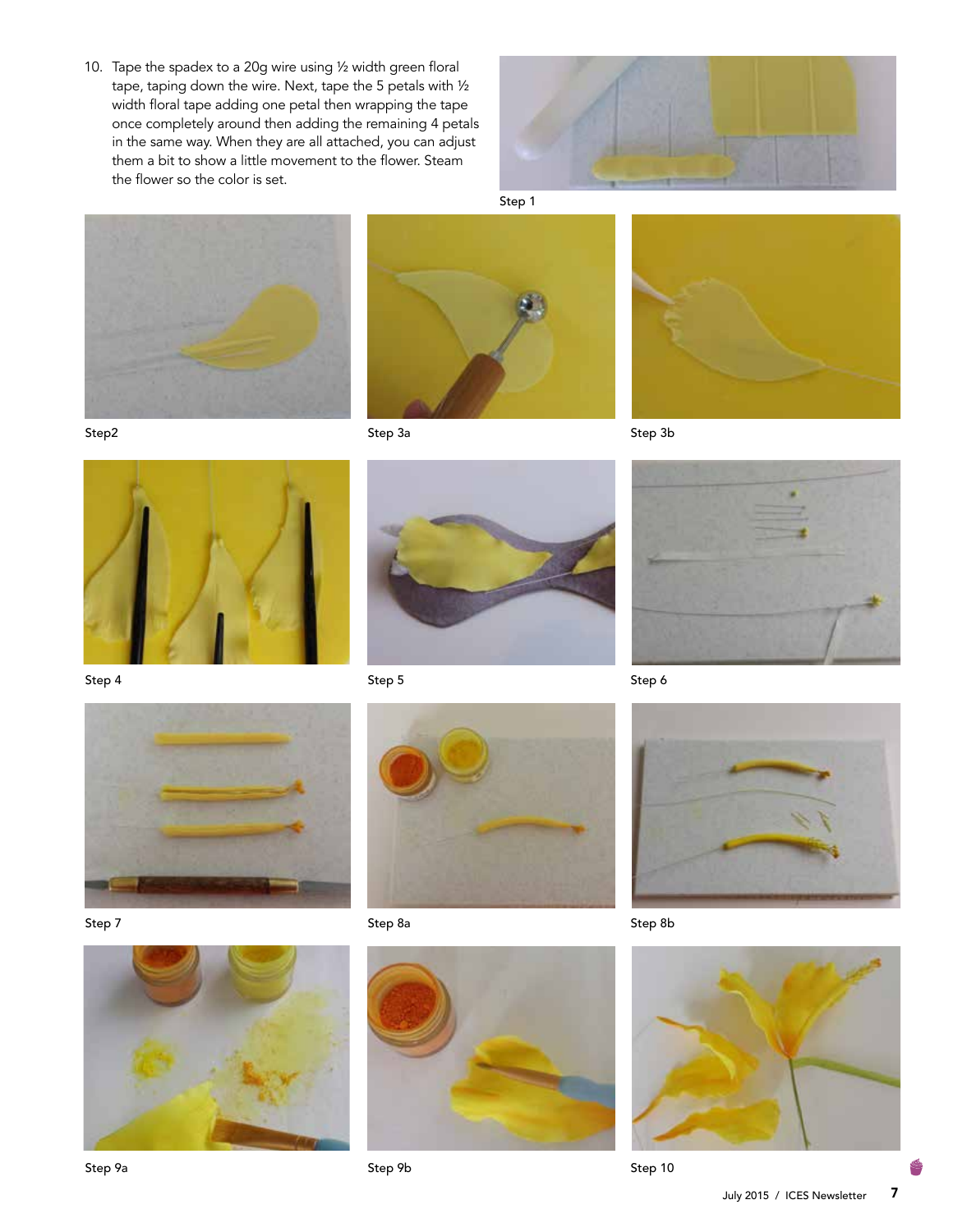10. Tape the spadex to a 20g wire using ½ width green floral tape, taping down the wire. Next, tape the 5 petals with ½ width floral tape adding one petal then wrapping the tape once completely around then adding the remaining 4 petals in the same way. When they are all attached, you can adjust them a bit to show a little movement to the flower. Steam the flower so the color is set.

Step 1

Step2

Step 3a

Step 3b

Step 4

Step 5

Step 6

Step 7

Step 8a

Step 8b

Step 9a

Step 9b

Step 10